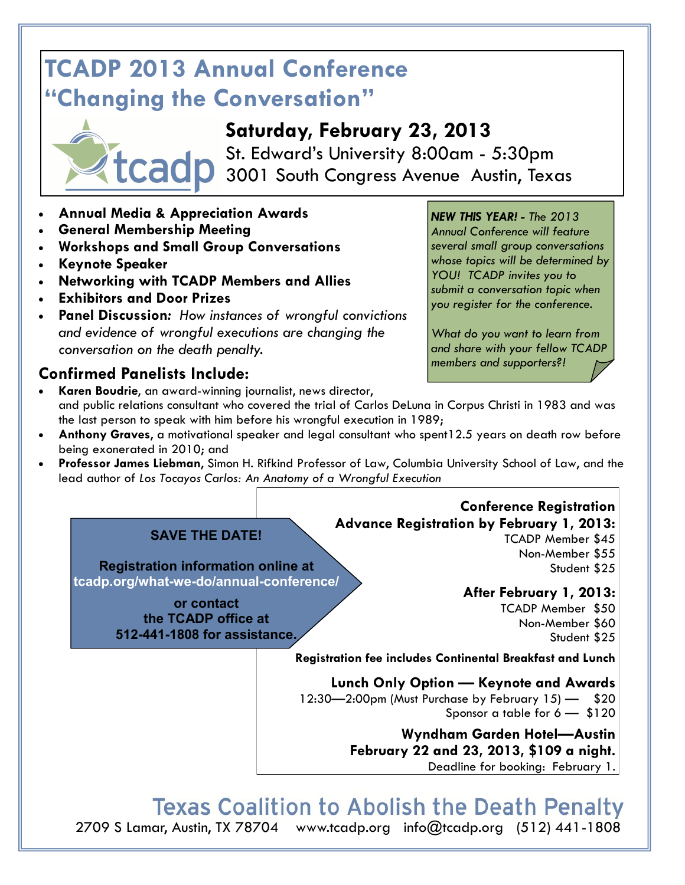# TCADP 2013 Annual Conference
# "Changing the Conversation"

## Saturday, February 23, 2013

St. Edward's University 8:00am - 5:30pm
3001 South Congress Avenue Austin, Texas

- **Annual Media & Appreciation Awards**
- **General Membership Meeting**
- **Workshops and Small Group Conversations**
- **Keynote Speaker**
- **Networking with TCADP Members and Allies**
- **Exhibitors and Door Prizes**
- **Panel Discussion:** *How instances of wrongful convictions and evidence of wrongful executions are changing the conversation on the death penalty.*

***NEW THIS YEAR! -*** *The 2013 Annual Conference will feature several small group conversations whose topics will be determined by YOU! TCADP invites you to submit a conversation topic when you register for the conference.*

*What do you want to learn from and share with your fellow TCADP members and supporters?!*

### Confirmed Panelists Include:

- **Karen Boudrie**, an award-winning journalist, news director, and public relations consultant who covered the trial of Carlos DeLuna in Corpus Christi in 1983 and was the last person to speak with him before his wrongful execution in 1989;
- **Anthony Graves**, a motivational speaker and legal consultant who spent12.5 years on death row before being exonerated in 2010; and
- **Professor James Liebman**, Simon H. Rifkind Professor of Law, Columbia University School of Law, and the lead author of *Los Tocayos Carlos: An Anatomy of a Wrongful Execution*

**SAVE THE DATE!**

**Registration information online at tcadp.org/what-we-do/annual-conference/**

**or contact the TCADP office at 512-441-1808 for assistance.**

**Conference Registration**

**Advance Registration by February 1, 2013:**
TCADP Member $45
Non-Member $55
Student $25

**After February 1, 2013:**
TCADP Member $50
Non-Member $60
Student $25

**Registration fee includes Continental Breakfast and Lunch**

**Lunch Only Option — Keynote and Awards**
12:30—2:00pm (Must Purchase by February 15) — $20
Sponsor a table for 6 — $120

**Wyndham Garden Hotel—Austin**
**February 22 and 23, 2013, $109 a night.**
Deadline for booking: February 1.

## Texas Coalition to Abolish the Death Penalty

2709 S Lamar, Austin, TX 78704 www.tcadp.org info@tcadp.org (512) 441-1808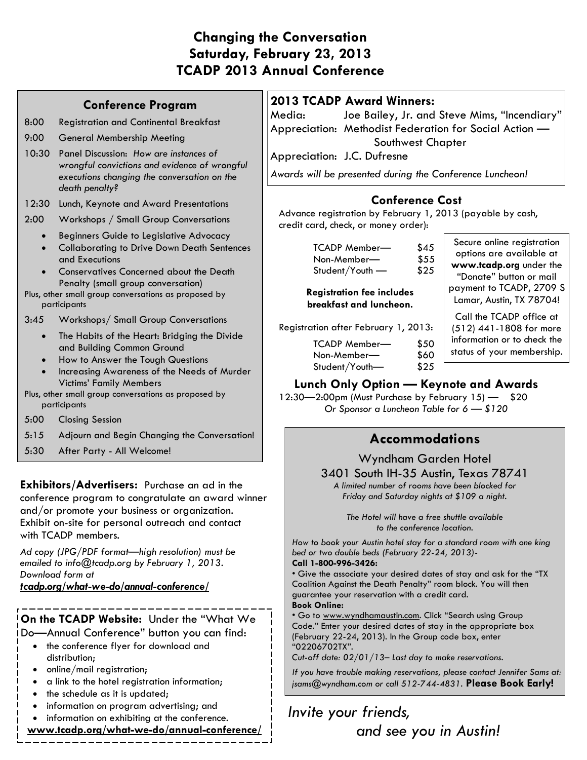# Changing the Conversation
# Saturday, February 23, 2013
# TCADP 2013 Annual Conference

## Conference Program

| | |
|---|---|
| 8:00 | Registration and Continental Breakfast |
| 9:00 | General Membership Meeting |
| 10:30 | Panel Discussion: *How are instances of wrongful convictions and evidence of wrongful executions changing the conversation on the death penalty?* |
| 12:30 | Lunch, Keynote and Award Presentations |
| 2:00 | Workshops / Small Group Conversations |

- Beginners Guide to Legislative Advocacy
- Collaborating to Drive Down Death Sentences and Executions
- Conservatives Concerned about the Death Penalty (small group conversation)

Plus, other small group conversations as proposed by participants

3:45 Workshops/ Small Group Conversations

- The Habits of the Heart: Bridging the Divide and Building Common Ground
- How to Answer the Tough Questions
- Increasing Awareness of the Needs of Murder Victims' Family Members

Plus, other small group conversations as proposed by participants

| | |
|---|---|
| 5:00 | Closing Session |
| 5:15 | Adjourn and Begin Changing the Conversation! |
| 5:30 | After Party - All Welcome! |

**Exhibitors/Advertisers:** Purchase an ad in the conference program to congratulate an award winner and/or promote your business or organization. Exhibit on-site for personal outreach and contact with TCADP members.

*Ad copy (JPG/PDF format—high resolution) must be emailed to info@tcadp.org by February 1, 2013. Download form at* ***tcadp.org/what-we-do/annual-conference/***

**On the TCADP Website:** Under the "What We Do—Annual Conference" button you can find:

- the conference flyer for download and distribution;
- online/mail registration;
- a link to the hotel registration information;
- the schedule as it is updated;
- information on program advertising; and
- information on exhibiting at the conference.

**www.tcadp.org/what-we-do/annual-conference/**

## 2013 TCADP Award Winners:

Media: Joe Bailey, Jr. and Steve Mims, "Incendiary"
Appreciation: Methodist Federation for Social Action — Southwest Chapter
Appreciation: J.C. Dufresne

*Awards will be presented during the Conference Luncheon!*

## Conference Cost

Advance registration by February 1, 2013 (payable by cash, credit card, check, or money order):

| | |
|---|---|
| TCADP Member— | $45 |
| Non-Member— | $55 |
| Student/Youth — | $25 |

**Registration fee includes breakfast and luncheon.**

Registration after February 1, 2013:

| | |
|---|---|
| TCADP Member— | $50 |
| Non-Member— | $60 |
| Student/Youth— | $25 |

Secure online registration options are available at **www.tcadp.org** under the "Donate" button or mail payment to TCADP, 2709 S Lamar, Austin, TX 78704!

Call the TCADP office at (512) 441-1808 for more information or to check the status of your membership.

## Lunch Only Option — Keynote and Awards

12:30—2:00pm (Must Purchase by February 15) — $20
*Or Sponsor a Luncheon Table for 6 — $120*

## Accommodations

Wyndham Garden Hotel
3401 South IH-35 Austin, Texas 78741

*A limited number of rooms have been blocked for Friday and Saturday nights at $109 a night.*

*The Hotel will have a free shuttle available to the conference location.*

*How to book your Austin hotel stay for a standard room with one king bed or two double beds (February 22-24, 2013)-*

**Call 1-800-996-3426:**

• Give the associate your desired dates of stay and ask for the "TX Coalition Against the Death Penalty" room block. You will then guarantee your reservation with a credit card.

**Book Online:**

• Go to www.wyndhamaustin.com. Click "Search using Group Code." Enter your desired dates of stay in the appropriate box (February 22-24, 2013). In the Group code box, enter "02206702TX".

*Cut-off date: 02/01/13– Last day to make reservations.*

*If you have trouble making reservations, please contact Jennifer Sams at: jsams@wyndham.com or call 512-744-4831.* **Please Book Early!**

*Invite your friends, and see you in Austin!*